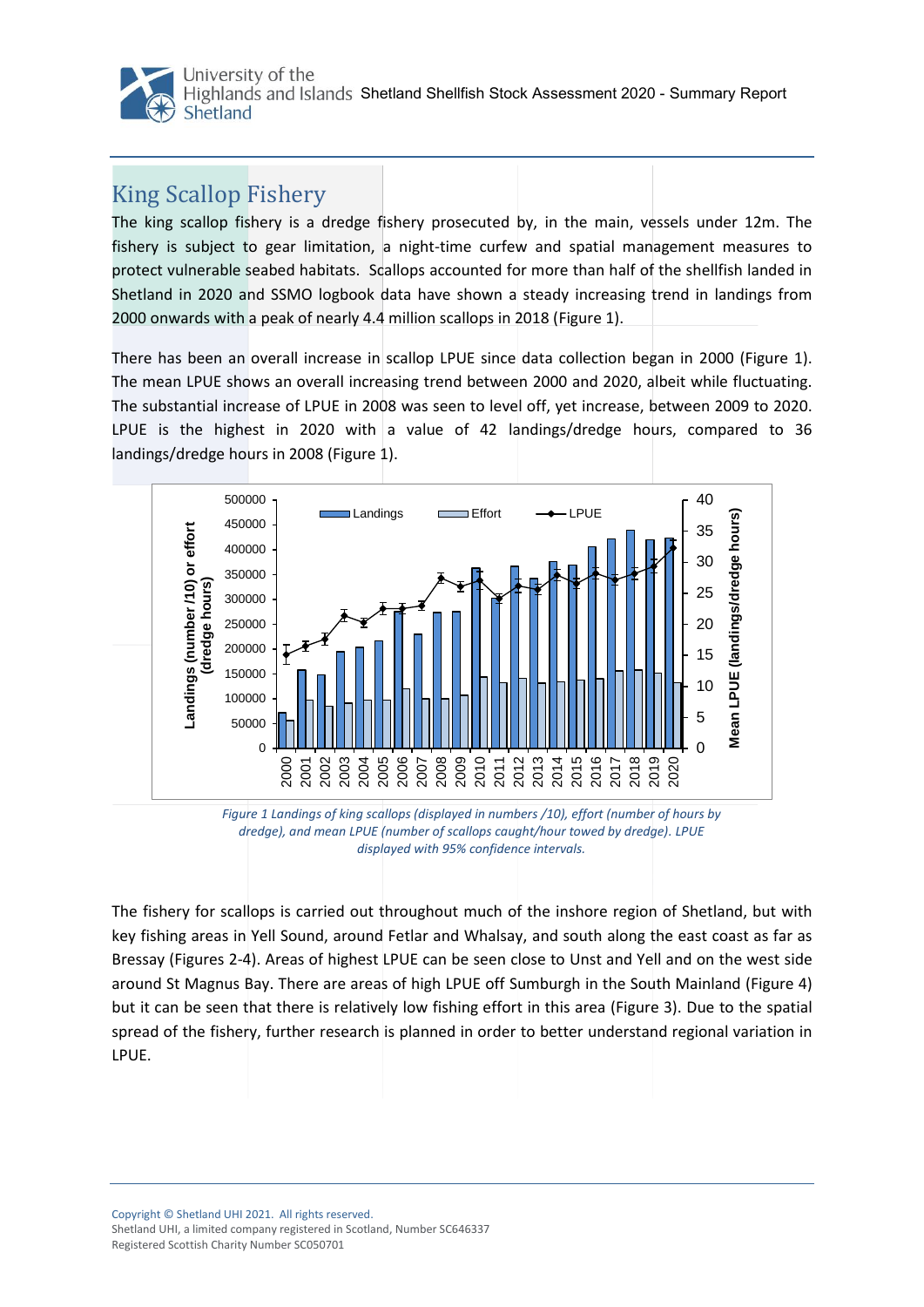## King Scallop Fishery

The king scallop fishery is a dredge fishery prosecuted by, in the main, vessels under 12m. The fishery is subject to gear limitation, a night-time curfew and spatial management measures to protect vulnerable seabed habitats. Scallops accounted for more than half of the shellfish landed in Shetland in 2020 and SSMO logbook data have shown a steady increasing trend in landings from 2000 onwards with a peak of nearly 4.4 million scallops in 2018 (Figure 1).

There has been an overall increase in scallop LPUE since data collection began in 2000 (Figure 1). The mean LPUE shows an overall increasing trend between 2000 and 2020, albeit while fluctuating. The substantial increase of LPUE in 2008 was seen to level off, yet increase, between 2009 to 2020. LPUE is the highest in 2020 with a value of 42 landings/dredge hours, compared to 36 landings/dredge hours in 2008 (Figure 1).

*Figure 1 Landings of king scallops (displayed in numbers /10), effort (number of hours by dredge), and mean LPUE (number of scallops caught/hour towed by dredge). LPUE displayed with 95% confidence intervals.*

The fishery for scallops is carried out throughout much of the inshore region of Shetland, but with key fishing areas in Yell Sound, around Fetlar and Whalsay, and south along the east coast as far as Bressay (Figures 2-4). Areas of highest LPUE can be seen close to Unst and Yell and on the west side around St Magnus Bay. There are areas of high LPUE off Sumburgh in the South Mainland (Figure 4) but it can be seen that there is relatively low fishing effort in this area (Figure 3). Due to the spatial spread of the fishery, further research is planned in order to better understand regional variation in LPUE.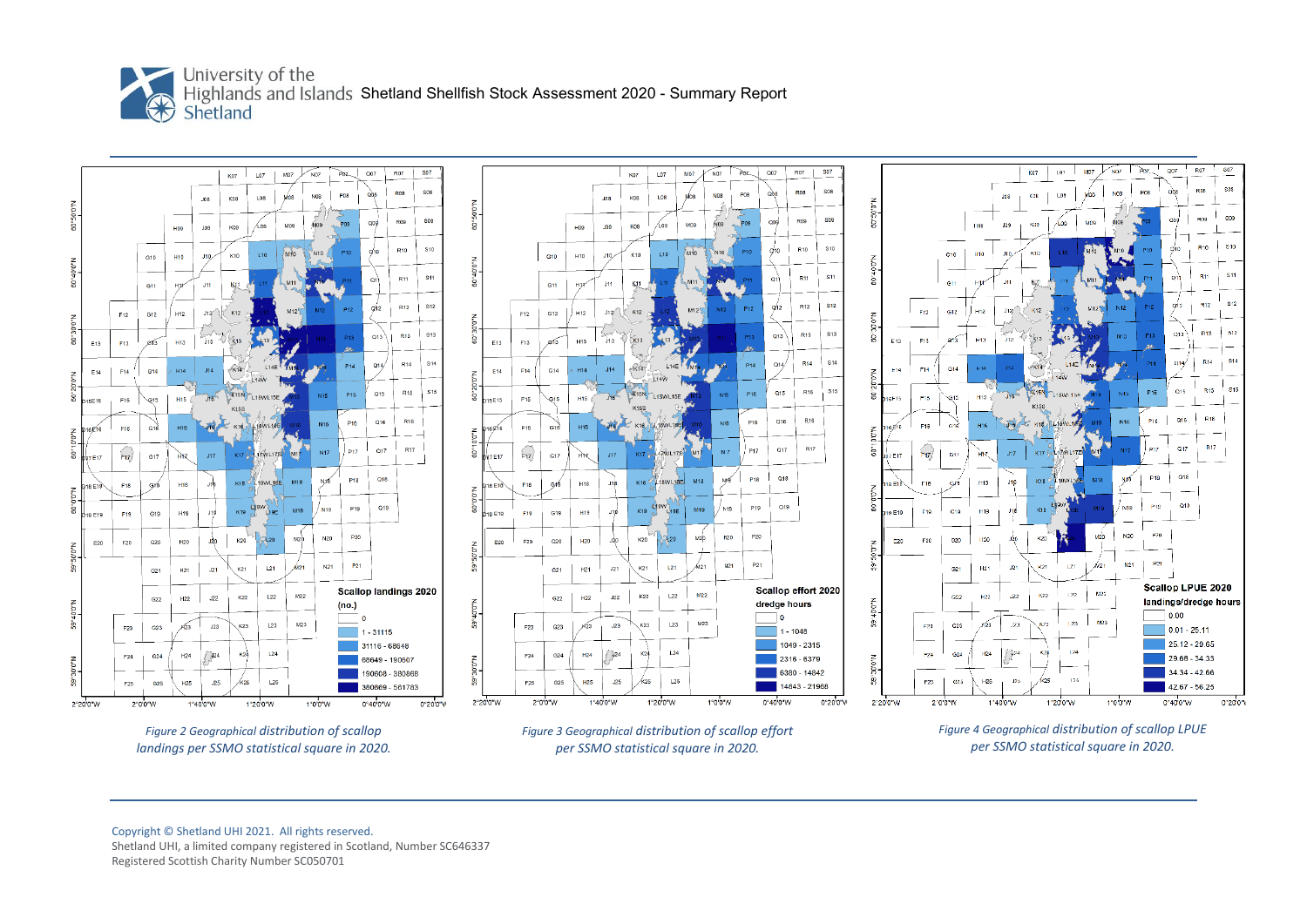Scallop landings 2020
(no.)
0
1 - 31115
31116 - 68648
68649 - 190607
190608 - 380868
380869 - 561783

*Figure 2 Geographical distribution of scallop landings per SSMO statistical square in 2020.*

Scallop effort 2020
dredge hours
0
1 - 1048
1049 - 2315
2316 - 6379
6380 - 14842
14843 - 21968

*Figure 3 Geographical distribution of scallop effort per SSMO statistical square in 2020.*

Scallop LPUE 2020
landings/dredge hours
0.00
0.01 - 25.11
25.12 - 29.65
29.66 - 34.33
34.34 - 42.66
42.67 - 56.25

*Figure 4 Geographical distribution of scallop LPUE per SSMO statistical square in 2020.*

Copyright © Shetland UHI 2021. All rights reserved.
Shetland UHI, a limited company registered in Scotland, Number SC646337
Registered Scottish Charity Number SC050701